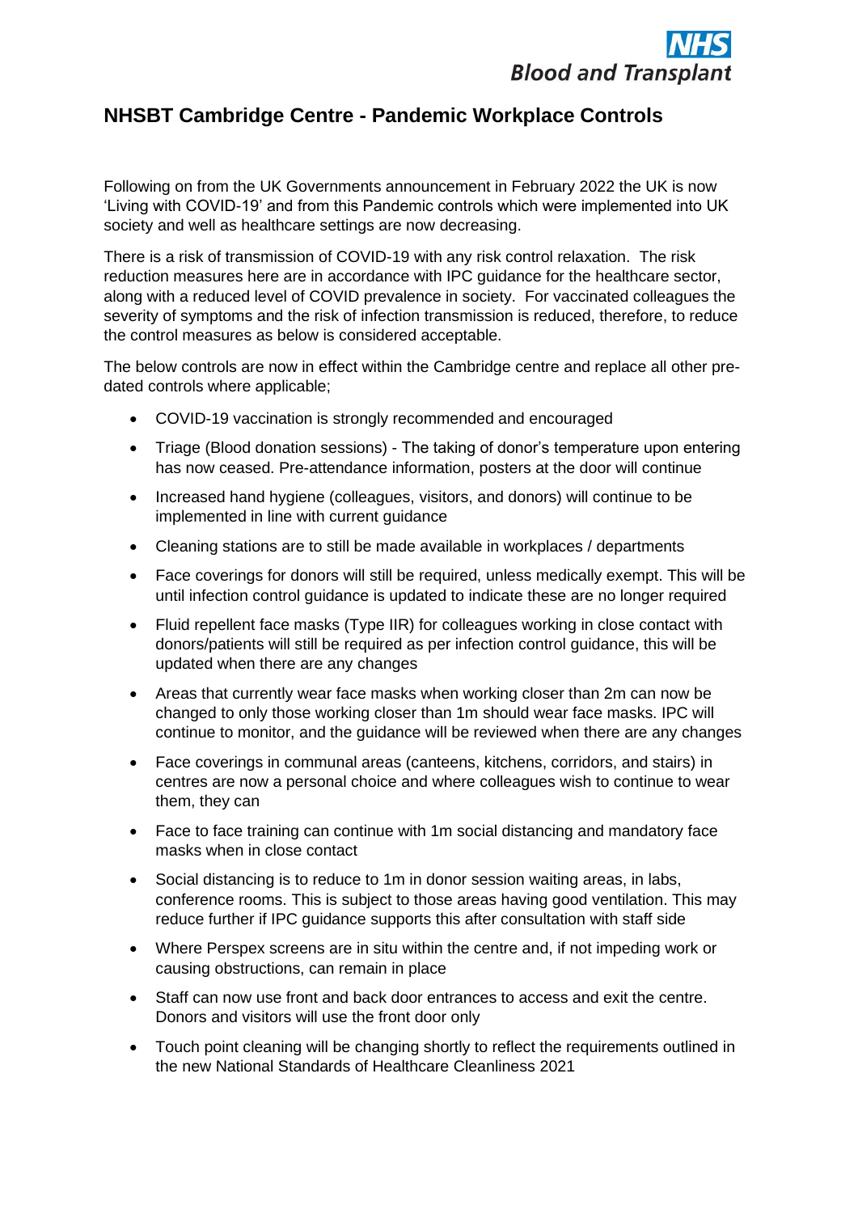# NHSBT Cambridge Centre - Pandemic Workplace Controls

Following on from the UK Governments announcement in February 2022 the UK is now 'Living with COVID-19' and from this Pandemic controls which were implemented into UK society and well as healthcare settings are now decreasing.

There is a risk of transmission of COVID-19 with any risk control relaxation. The risk reduction measures here are in accordance with IPC guidance for the healthcare sector, along with a reduced level of COVID prevalence in society. For vaccinated colleagues the severity of symptoms and the risk of infection transmission is reduced, therefore, to reduce the control measures as below is considered acceptable.

The below controls are now in effect within the Cambridge centre and replace all other pre-dated controls where applicable;

- COVID-19 vaccination is strongly recommended and encouraged
- Triage (Blood donation sessions) - The taking of donor's temperature upon entering has now ceased. Pre-attendance information, posters at the door will continue
- Increased hand hygiene (colleagues, visitors, and donors) will continue to be implemented in line with current guidance
- Cleaning stations are to still be made available in workplaces / departments
- Face coverings for donors will still be required, unless medically exempt. This will be until infection control guidance is updated to indicate these are no longer required
- Fluid repellent face masks (Type IIR) for colleagues working in close contact with donors/patients will still be required as per infection control guidance, this will be updated when there are any changes
- Areas that currently wear face masks when working closer than 2m can now be changed to only those working closer than 1m should wear face masks. IPC will continue to monitor, and the guidance will be reviewed when there are any changes
- Face coverings in communal areas (canteens, kitchens, corridors, and stairs) in centres are now a personal choice and where colleagues wish to continue to wear them, they can
- Face to face training can continue with 1m social distancing and mandatory face masks when in close contact
- Social distancing is to reduce to 1m in donor session waiting areas, in labs, conference rooms. This is subject to those areas having good ventilation. This may reduce further if IPC guidance supports this after consultation with staff side
- Where Perspex screens are in situ within the centre and, if not impeding work or causing obstructions, can remain in place
- Staff can now use front and back door entrances to access and exit the centre. Donors and visitors will use the front door only
- Touch point cleaning will be changing shortly to reflect the requirements outlined in the new National Standards of Healthcare Cleanliness 2021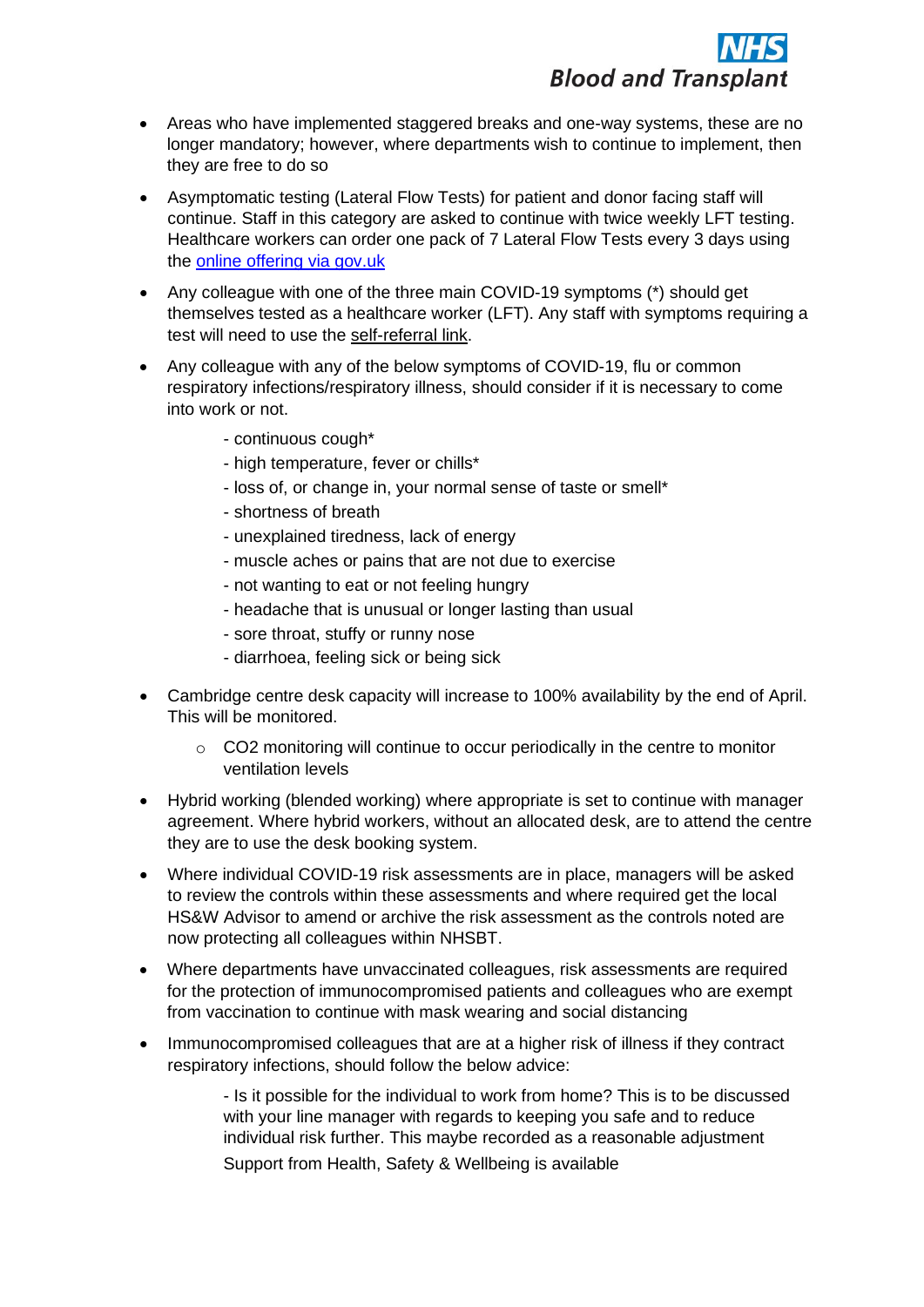- Areas who have implemented staggered breaks and one-way systems, these are no longer mandatory; however, where departments wish to continue to implement, then they are free to do so
- Asymptomatic testing (Lateral Flow Tests) for patient and donor facing staff will continue. Staff in this category are asked to continue with twice weekly LFT testing. Healthcare workers can order one pack of 7 Lateral Flow Tests every 3 days using the [online offering via gov.uk]()
- Any colleague with one of the three main COVID-19 symptoms (*) should get themselves tested as a healthcare worker (LFT). Any staff with symptoms requiring a test will need to use the self-referral link.
- Any colleague with any of the below symptoms of COVID-19, flu or common respiratory infections/respiratory illness, should consider if it is necessary to come into work or not.

  - continuous cough*
  - high temperature, fever or chills*
  - loss of, or change in, your normal sense of taste or smell*
  - shortness of breath
  - unexplained tiredness, lack of energy
  - muscle aches or pains that are not due to exercise
  - not wanting to eat or not feeling hungry
  - headache that is unusual or longer lasting than usual
  - sore throat, stuffy or runny nose
  - diarrhoea, feeling sick or being sick

- Cambridge centre desk capacity will increase to 100% availability by the end of April. This will be monitored.
  - $CO_2$ monitoring will continue to occur periodically in the centre to monitor ventilation levels
- Hybrid working (blended working) where appropriate is set to continue with manager agreement. Where hybrid workers, without an allocated desk, are to attend the centre they are to use the desk booking system.
- Where individual COVID-19 risk assessments are in place, managers will be asked to review the controls within these assessments and where required get the local HS&W Advisor to amend or archive the risk assessment as the controls noted are now protecting all colleagues within NHSBT.
- Where departments have unvaccinated colleagues, risk assessments are required for the protection of immunocompromised patients and colleagues who are exempt from vaccination to continue with mask wearing and social distancing
- Immunocompromised colleagues that are at a higher risk of illness if they contract respiratory infections, should follow the below advice:

  - Is it possible for the individual to work from home? This is to be discussed with your line manager with regards to keeping you safe and to reduce individual risk further. This maybe recorded as a reasonable adjustment

  Support from Health, Safety & Wellbeing is available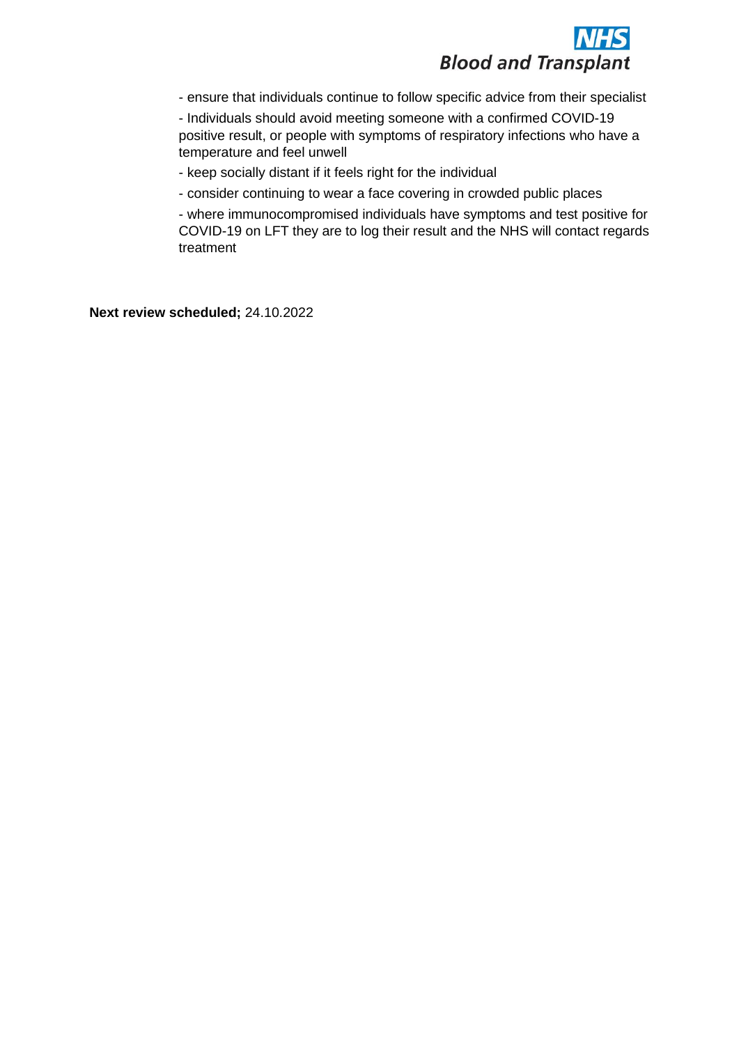- ensure that individuals continue to follow specific advice from their specialist

- Individuals should avoid meeting someone with a confirmed COVID-19 positive result, or people with symptoms of respiratory infections who have a temperature and feel unwell

- keep socially distant if it feels right for the individual

- consider continuing to wear a face covering in crowded public places

- where immunocompromised individuals have symptoms and test positive for COVID-19 on LFT they are to log their result and the NHS will contact regards treatment

**Next review scheduled;** 24.10.2022